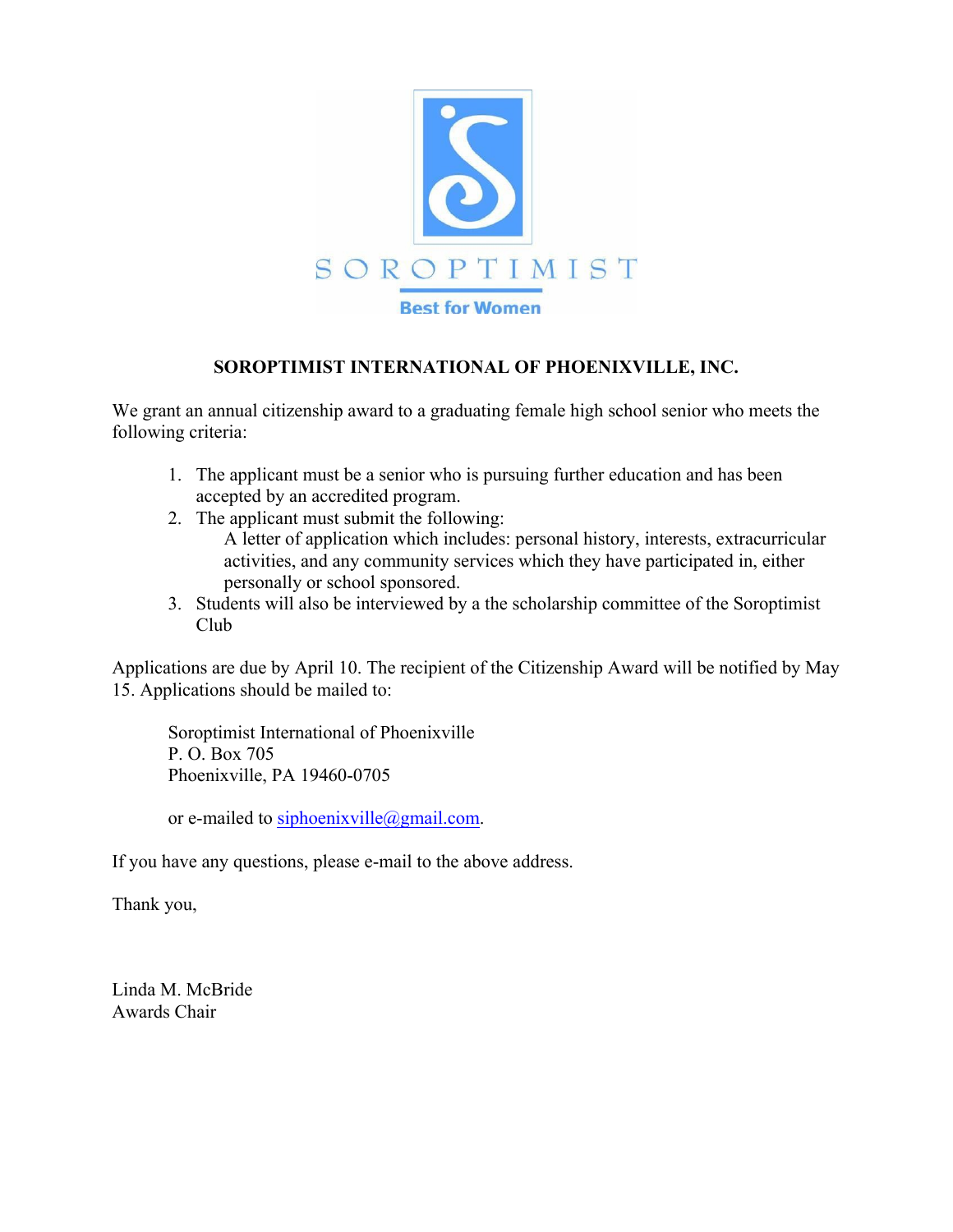SOROPTIMIST

Best for Women

# SOROPTIMIST INTERNATIONAL OF PHOENIXVILLE, INC.

We grant an annual citizenship award to a graduating female high school senior who meets the following criteria:

1. The applicant must be a senior who is pursuing further education and has been accepted by an accredited program.
2. The applicant must submit the following:
   A letter of application which includes: personal history, interests, extracurricular activities, and any community services which they have participated in, either personally or school sponsored.
3. Students will also be interviewed by a the scholarship committee of the Soroptimist Club

Applications are due by April 10. The recipient of the Citizenship Award will be notified by May 15. Applications should be mailed to:

Soroptimist International of Phoenixville
P. O. Box 705
Phoenixville, PA 19460-0705

or e-mailed to siphoenixville@gmail.com.

If you have any questions, please e-mail to the above address.

Thank you,

Linda M. McBride
Awards Chair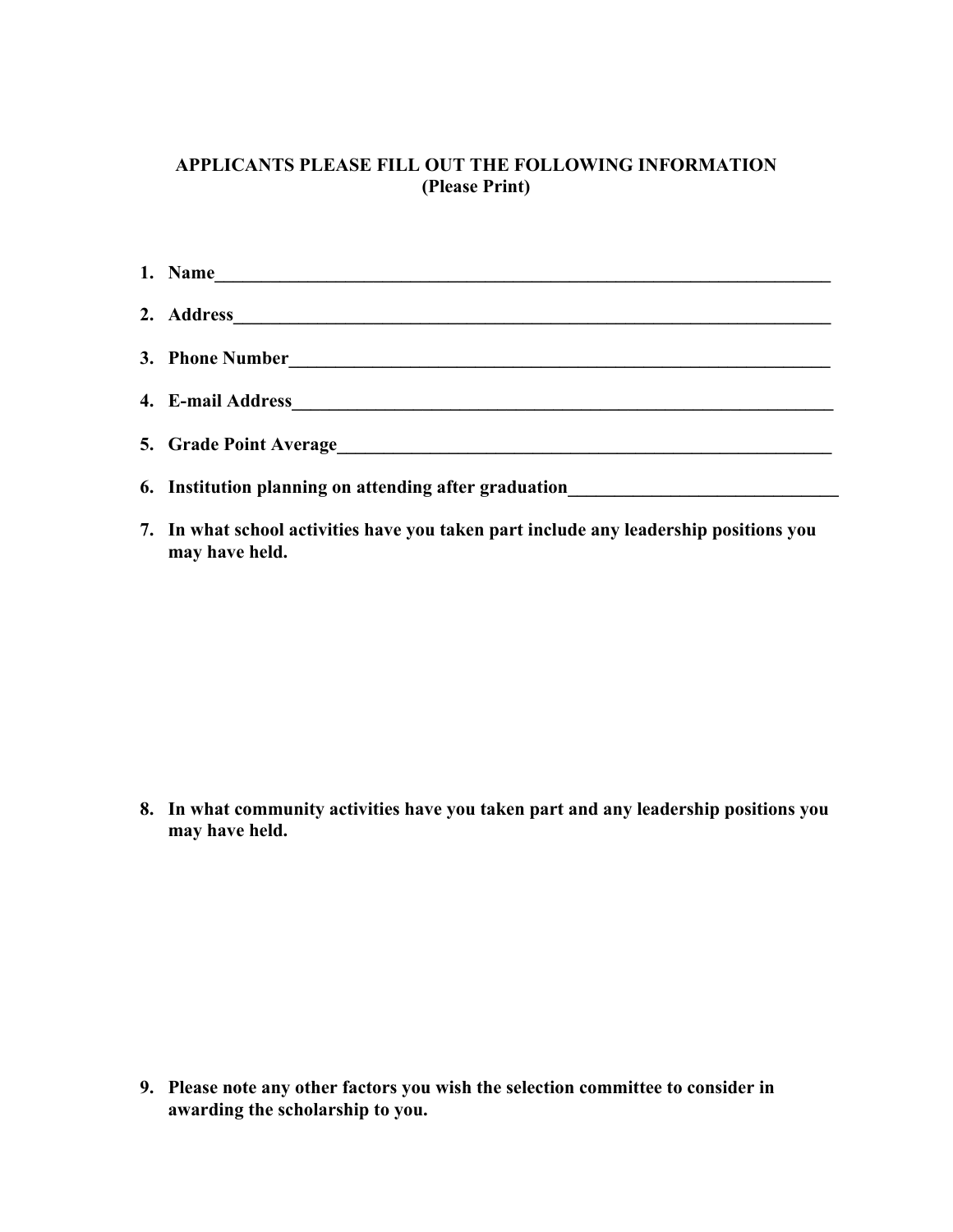**APPLICANTS PLEASE FILL OUT THE FOLLOWING INFORMATION**
**(Please Print)**

1. **Name______________________________________________________________________**
2. **Address____________________________________________________________________**
3. **Phone Number_______________________________________________________________**
4. **E-mail Address______________________________________________________________**
5. **Grade Point Average__________________________________________________________**
6. **Institution planning on attending after graduation_____________________________**
7. **In what school activities have you taken part include any leadership positions you may have held.**

8. **In what community activities have you taken part and any leadership positions you may have held.**

9. **Please note any other factors you wish the selection committee to consider in awarding the scholarship to you.**